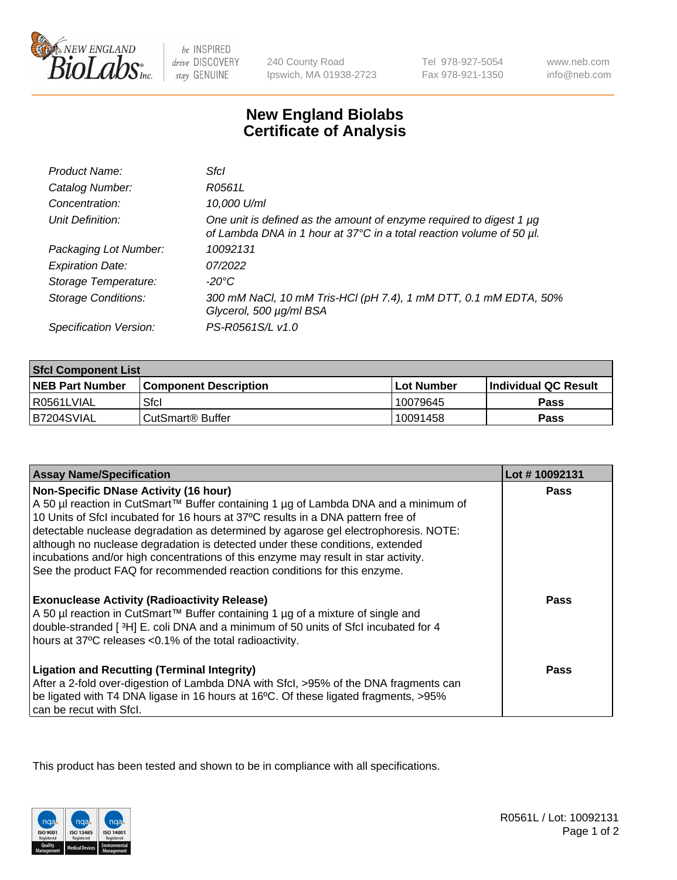240 County Road
Ipswich, MA 01938-2723

Tel 978-927-5054
Fax 978-921-1350

www.neb.com
info@neb.com

# New England Biolabs
# Certificate of Analysis

| | |
|---|---|
| *Product Name:* | *SfcI* |
| *Catalog Number:* | *R0561L* |
| *Concentration:* | *10,000 U/ml* |
| *Unit Definition:* | *One unit is defined as the amount of enzyme required to digest 1 µg of Lambda DNA in 1 hour at 37°C in a total reaction volume of 50 µl.* |
| *Packaging Lot Number:* | *10092131* |
| *Expiration Date:* | *07/2022* |
| *Storage Temperature:* | *-20°C* |
| *Storage Conditions:* | *300 mM NaCl, 10 mM Tris-HCl (pH 7.4), 1 mM DTT, 0.1 mM EDTA, 50% Glycerol, 500 µg/ml BSA* |
| *Specification Version:* | *PS-R0561S/L v1.0* |

| **SfcI Component List** | | | |
|---|---|---|---|
| **NEB Part Number** | **Component Description** | **Lot Number** | **Individual QC Result** |
| R0561LVIAL | SfcI | 10079645 | **Pass** |
| B7204SVIAL | CutSmart® Buffer | 10091458 | **Pass** |

| Assay Name/Specification | Lot # 10092131 |
|---|---|
| **Non-Specific DNase Activity (16 hour)**<br>A 50 µl reaction in CutSmart™ Buffer containing 1 µg of Lambda DNA and a minimum of 10 Units of SfcI incubated for 16 hours at 37ºC results in a DNA pattern free of detectable nuclease degradation as determined by agarose gel electrophoresis. NOTE: although no nuclease degradation is detected under these conditions, extended incubations and/or high concentrations of this enzyme may result in star activity. See the product FAQ for recommended reaction conditions for this enzyme. | **Pass** |
| **Exonuclease Activity (Radioactivity Release)**<br>A 50 µl reaction in CutSmart™ Buffer containing 1 µg of a mixture of single and double-stranded [ $^3$H] E. coli DNA and a minimum of 50 units of SfcI incubated for 4 hours at 37ºC releases <0.1% of the total radioactivity. | **Pass** |
| **Ligation and Recutting (Terminal Integrity)**<br>After a 2-fold over-digestion of Lambda DNA with SfcI, >95% of the DNA fragments can be ligated with T4 DNA ligase in 16 hours at 16ºC. Of these ligated fragments, >95% can be recut with SfcI. | **Pass** |

This product has been tested and shown to be in compliance with all specifications.

R0561L / Lot: 10092131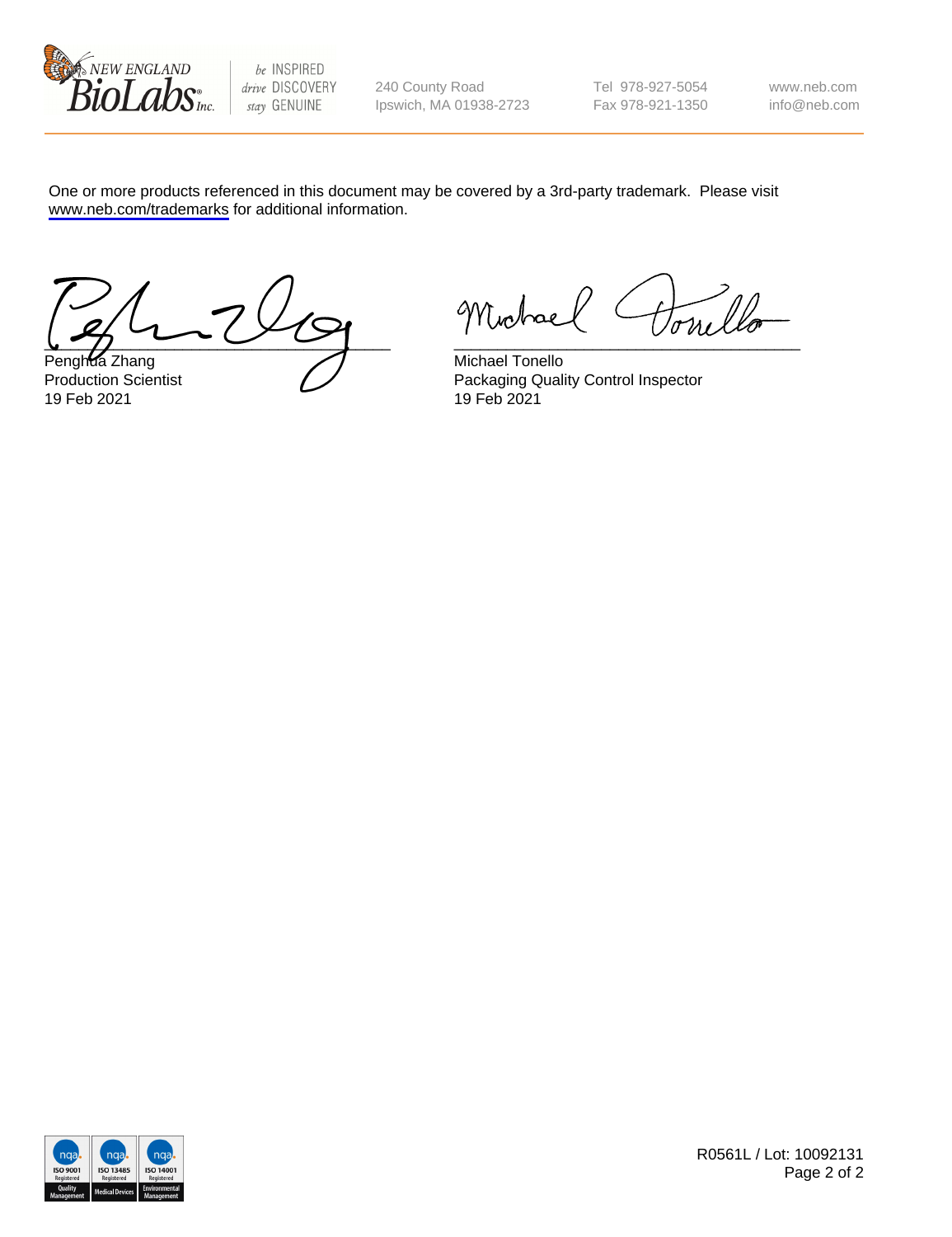One or more products referenced in this document may be covered by a 3rd-party trademark. Please visit www.neb.com/trademarks for additional information.

Penghua Zhang
Production Scientist
19 Feb 2021

Michael Tonello
Packaging Quality Control Inspector
19 Feb 2021

R0561L / Lot: 10092131